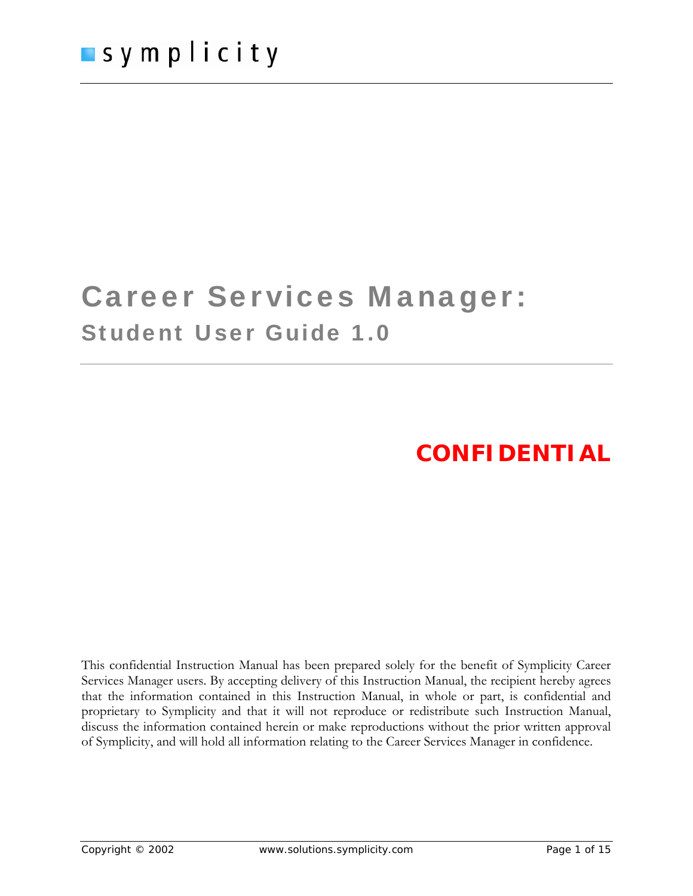symplicity

# Career Services Manager:

## Student User Guide 1.0

**CONFIDENTIAL**

This confidential Instruction Manual has been prepared solely for the benefit of Symplicity Career Services Manager users. By accepting delivery of this Instruction Manual, the recipient hereby agrees that the information contained in this Instruction Manual, in whole or part, is confidential and proprietary to Symplicity and that it will not reproduce or redistribute such Instruction Manual, discuss the information contained herein or make reproductions without the prior written approval of Symplicity, and will hold all information relating to the Career Services Manager in confidence.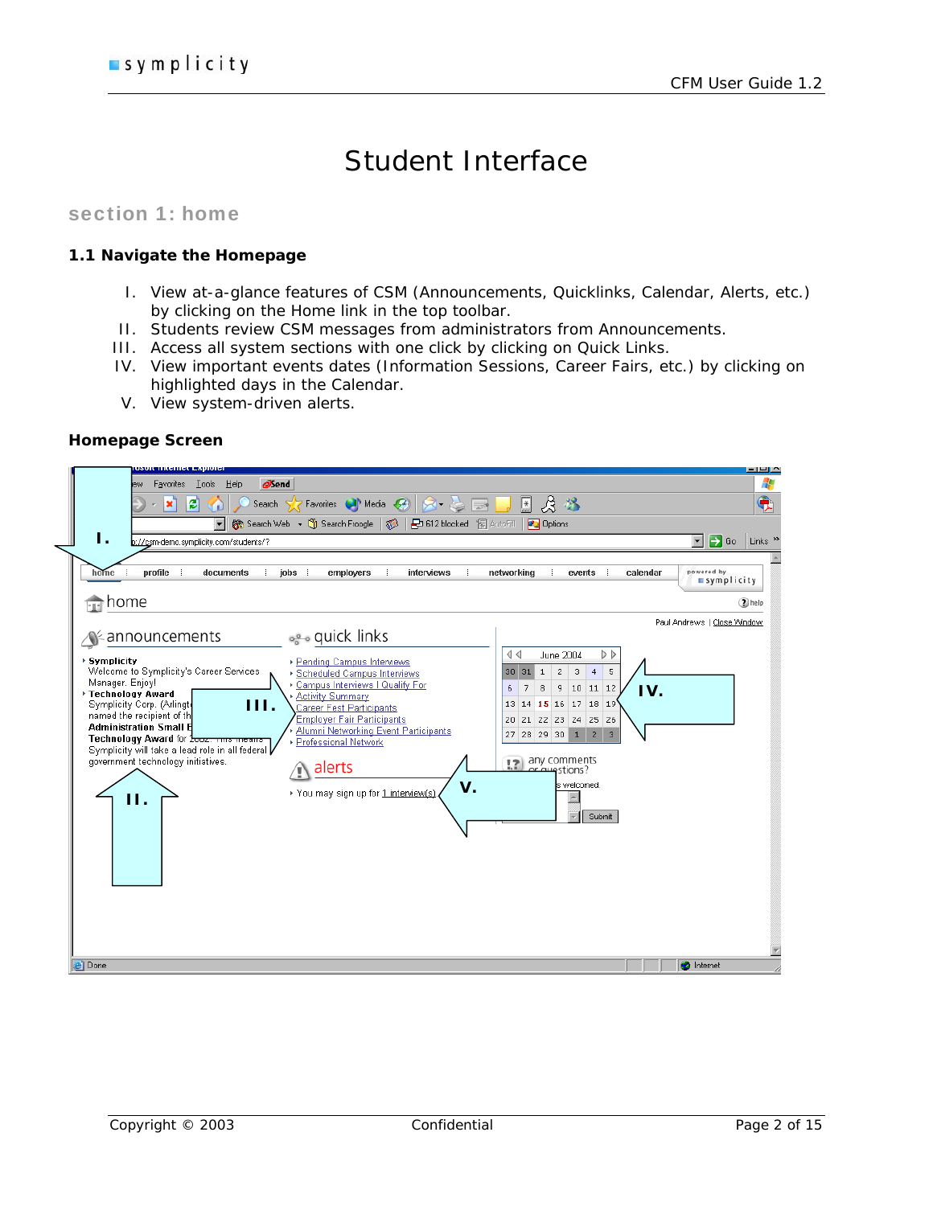# Student Interface

## section 1: home

### 1.1 Navigate the Homepage

I. View at-a-glance features of CSM (Announcements, Quicklinks, Calendar, Alerts, etc.) by clicking on the Home link in the top toolbar.
II. Students review CSM messages from administrators from Announcements.
III. Access all system sections with one click by clicking on Quick Links.
IV. View important events dates (Information Sessions, Career Fairs, etc.) by clicking on highlighted days in the Calendar.
V. View system-driven alerts.

### Homepage Screen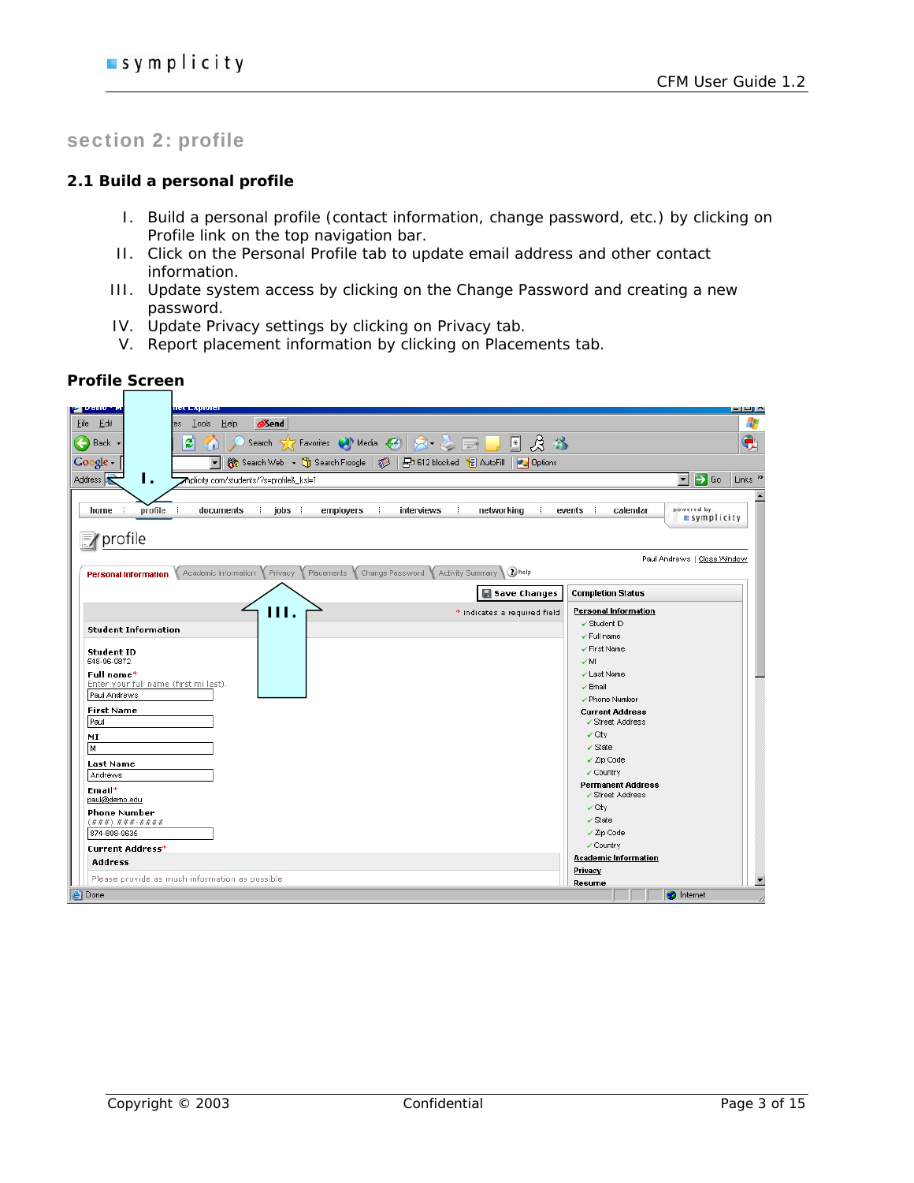## section 2: profile

### 2.1 Build a personal profile

I. Build a personal profile (contact information, change password, etc.) by clicking on Profile link on the top navigation bar.
II. Click on the Personal Profile tab to update email address and other contact information.
III. Update system access by clicking on the Change Password and creating a new password.
IV. Update Privacy settings by clicking on Privacy tab.
V. Report placement information by clicking on Placements tab.

**Profile Screen**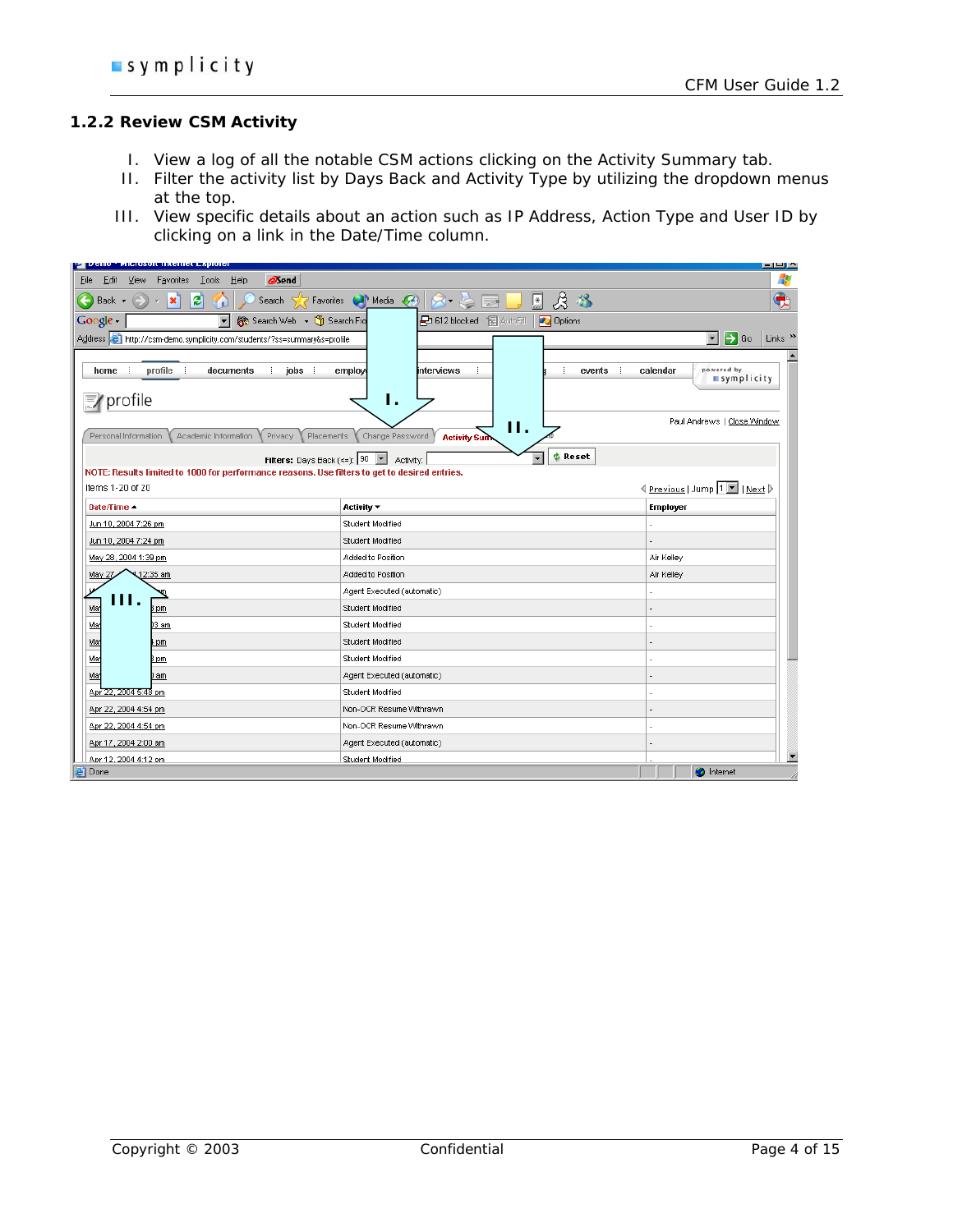### 1.2.2 Review CSM Activity

I. View a log of all the notable CSM actions clicking on the Activity Summary tab.
II. Filter the activity list by Days Back and Activity Type by utilizing the dropdown menus at the top.
III. View specific details about an action such as IP Address, Action Type and User ID by clicking on a link in the Date/Time column.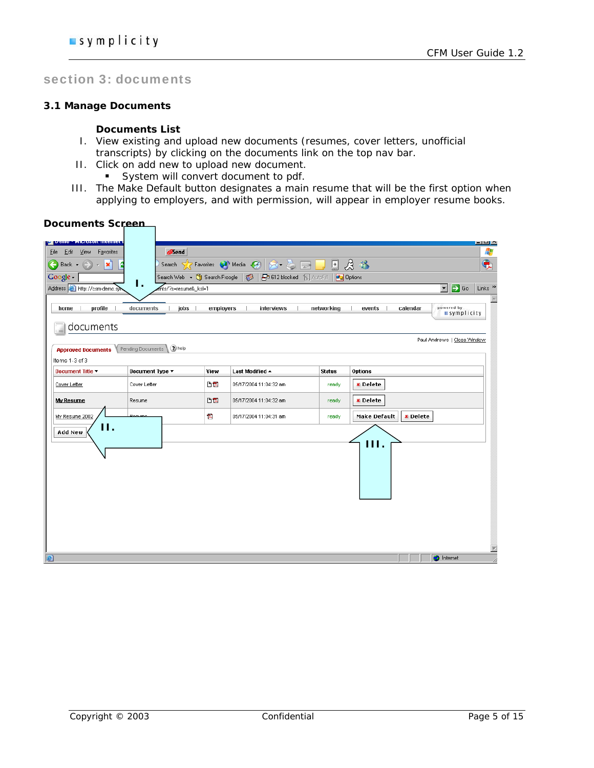## section 3: documents

### 3.1 Manage Documents

**Documents List**

I. View existing and upload new documents (resumes, cover letters, unofficial transcripts) by clicking on the documents link on the top nav bar.

II. Click on add new to upload new document.
   - System will convert document to pdf.

III. The Make Default button designates a main resume that will be the first option when applying to employers, and with permission, will appear in employer resume books.

**Documents Screen**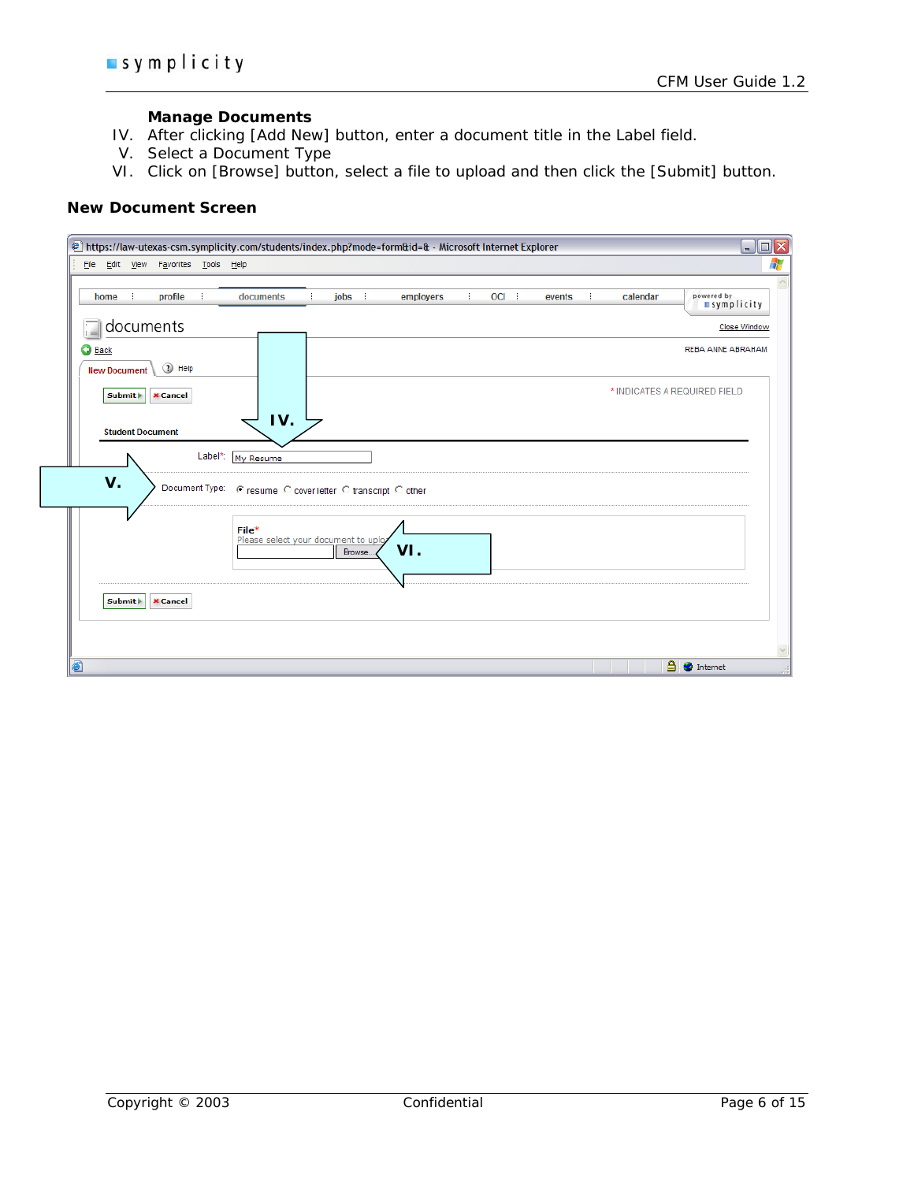**Manage Documents**

IV. After clicking [Add New] button, enter a document title in the Label field.
V. Select a Document Type
VI. Click on [Browse] button, select a file to upload and then click the [Submit] button.

**New Document Screen**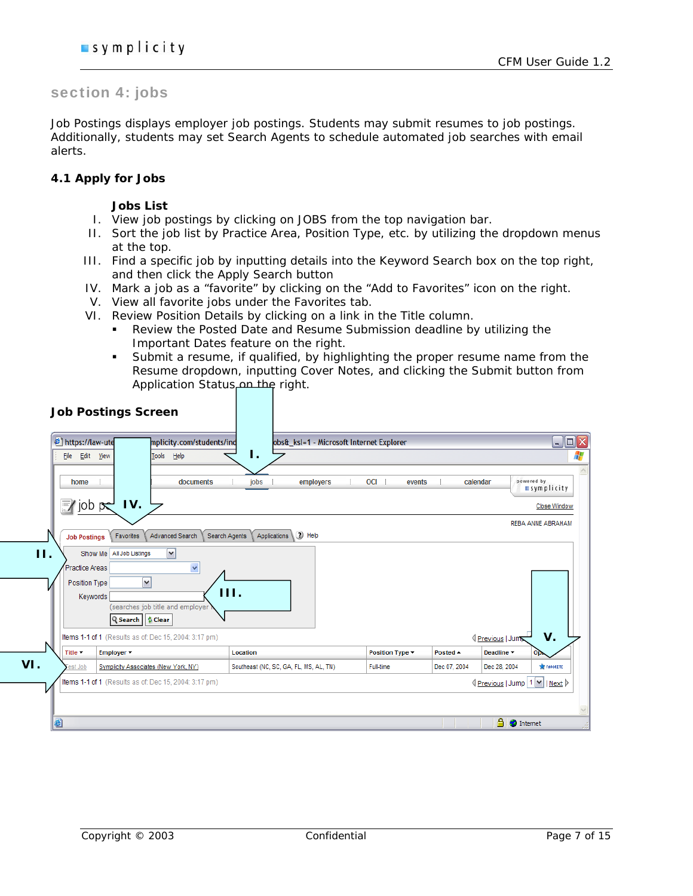## section 4: jobs

Job Postings displays employer job postings. Students may submit resumes to job postings. Additionally, students may set Search Agents to schedule automated job searches with email alerts.

### 4.1 Apply for Jobs

**Jobs List**

I. View job postings by clicking on JOBS from the top navigation bar.
II. Sort the job list by Practice Area, Position Type, etc. by utilizing the dropdown menus at the top.
III. Find a specific job by inputting details into the Keyword Search box on the top right, and then click the Apply Search button
IV. Mark a job as a "favorite" by clicking on the "Add to Favorites" icon on the right.
V. View all favorite jobs under the Favorites tab.
VI. Review Position Details by clicking on a link in the Title column.
   - Review the Posted Date and Resume Submission deadline by utilizing the Important Dates feature on the right.
   - Submit a resume, if qualified, by highlighting the proper resume name from the Resume dropdown, inputting Cover Notes, and clicking the Submit button from Application Status on the right.

**Job Postings Screen**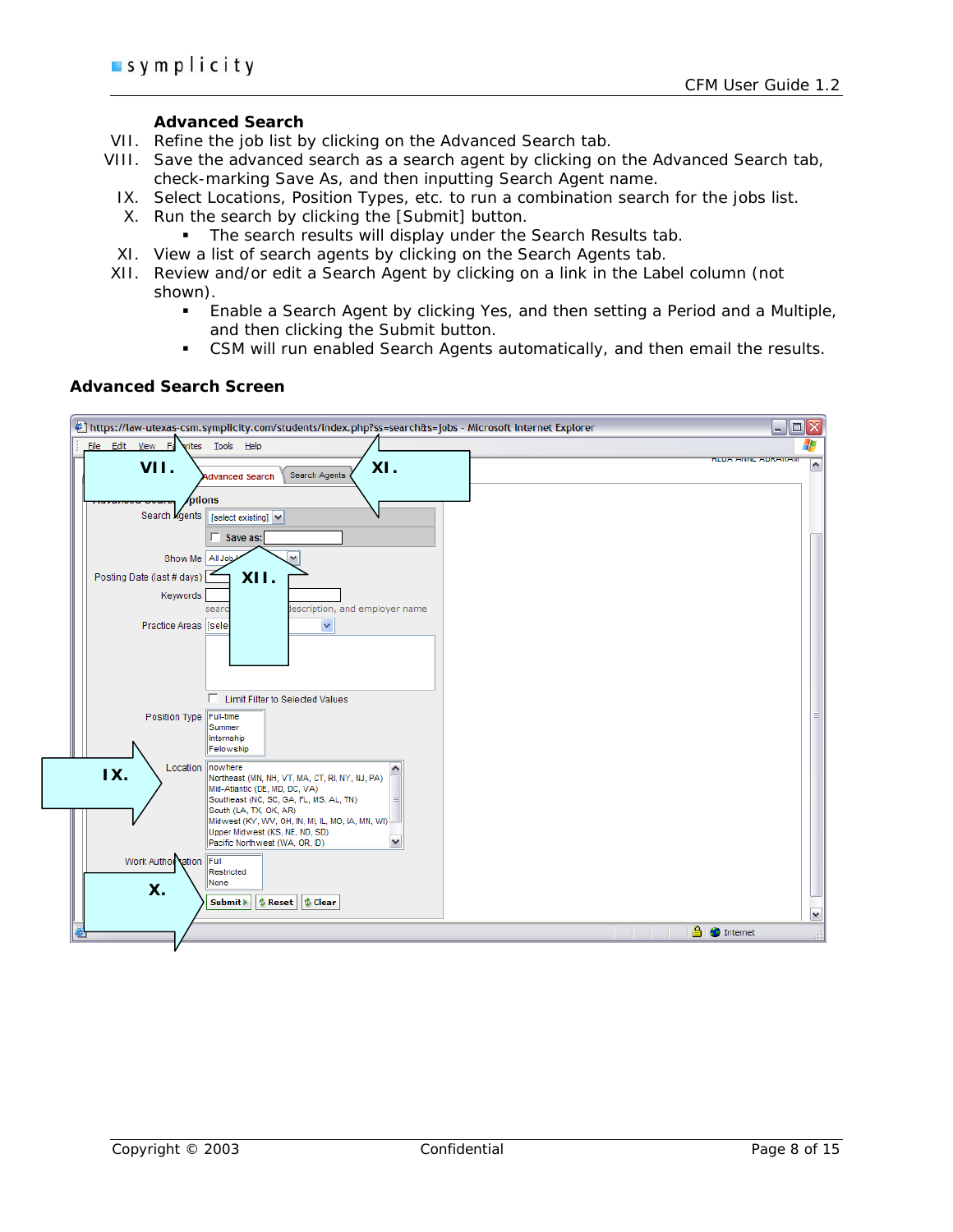### Advanced Search

VII. Refine the job list by clicking on the Advanced Search tab.

VIII. Save the advanced search as a search agent by clicking on the Advanced Search tab, check-marking Save As, and then inputting Search Agent name.

IX. Select Locations, Position Types, etc. to run a combination search for the jobs list.

X. Run the search by clicking the [Submit] button.

- The search results will display under the Search Results tab.

XI. View a list of search agents by clicking on the Search Agents tab.

XII. Review and/or edit a Search Agent by clicking on a link in the Label column (not shown).

- Enable a Search Agent by clicking Yes, and then setting a Period and a Multiple, and then clicking the Submit button.
- CSM will run enabled Search Agents automatically, and then email the results.

### Advanced Search Screen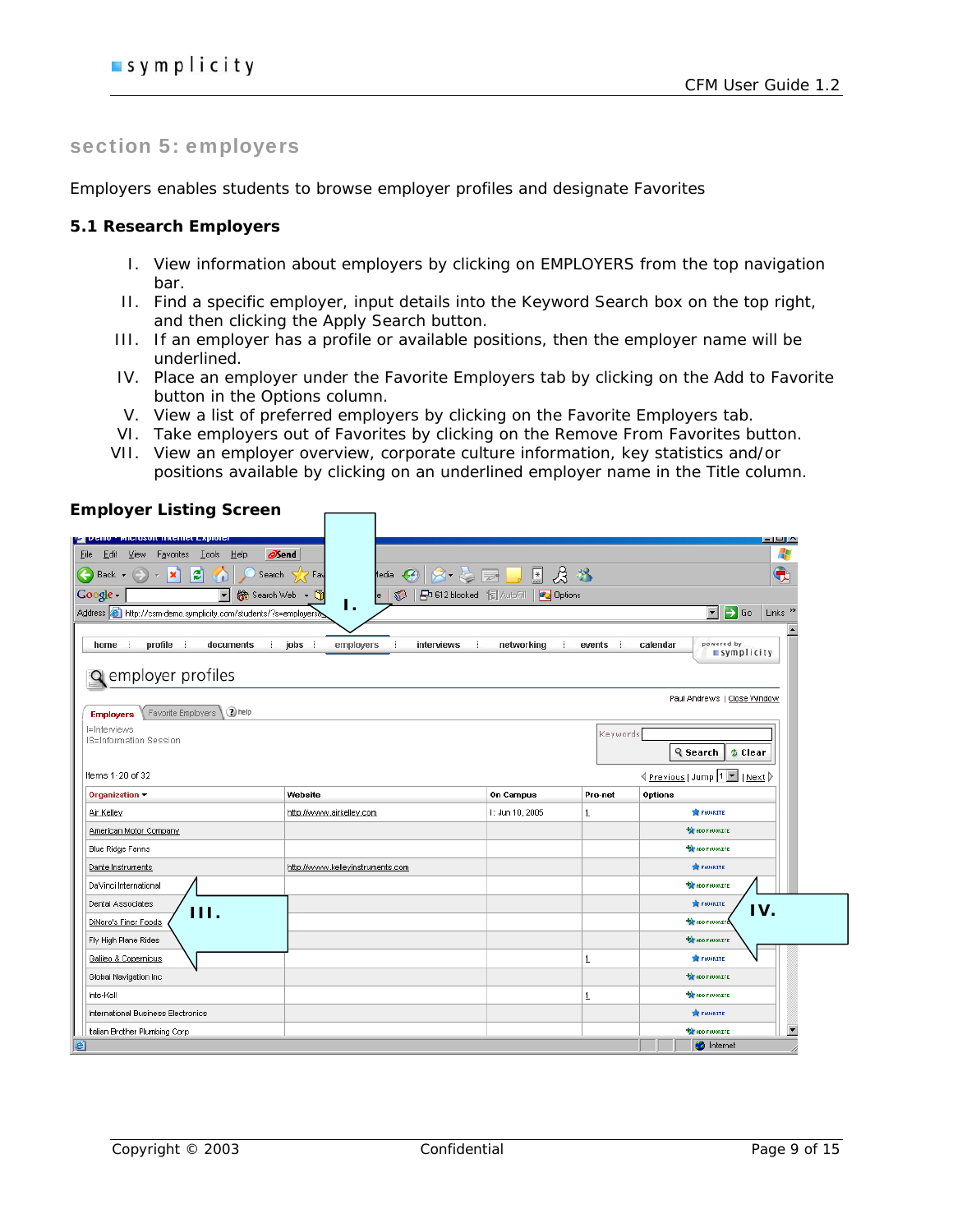## section 5: employers

Employers enables students to browse employer profiles and designate Favorites

### 5.1 Research Employers

I. View information about employers by clicking on EMPLOYERS from the top navigation bar.
II. Find a specific employer, input details into the Keyword Search box on the top right, and then clicking the Apply Search button.
III. If an employer has a profile or available positions, then the employer name will be underlined.
IV. Place an employer under the Favorite Employers tab by clicking on the Add to Favorite button in the Options column.
V. View a list of preferred employers by clicking on the Favorite Employers tab.
VI. Take employers out of Favorites by clicking on the Remove From Favorites button.
VII. View an employer overview, corporate culture information, key statistics and/or positions available by clicking on an underlined employer name in the Title column.

**Employer Listing Screen**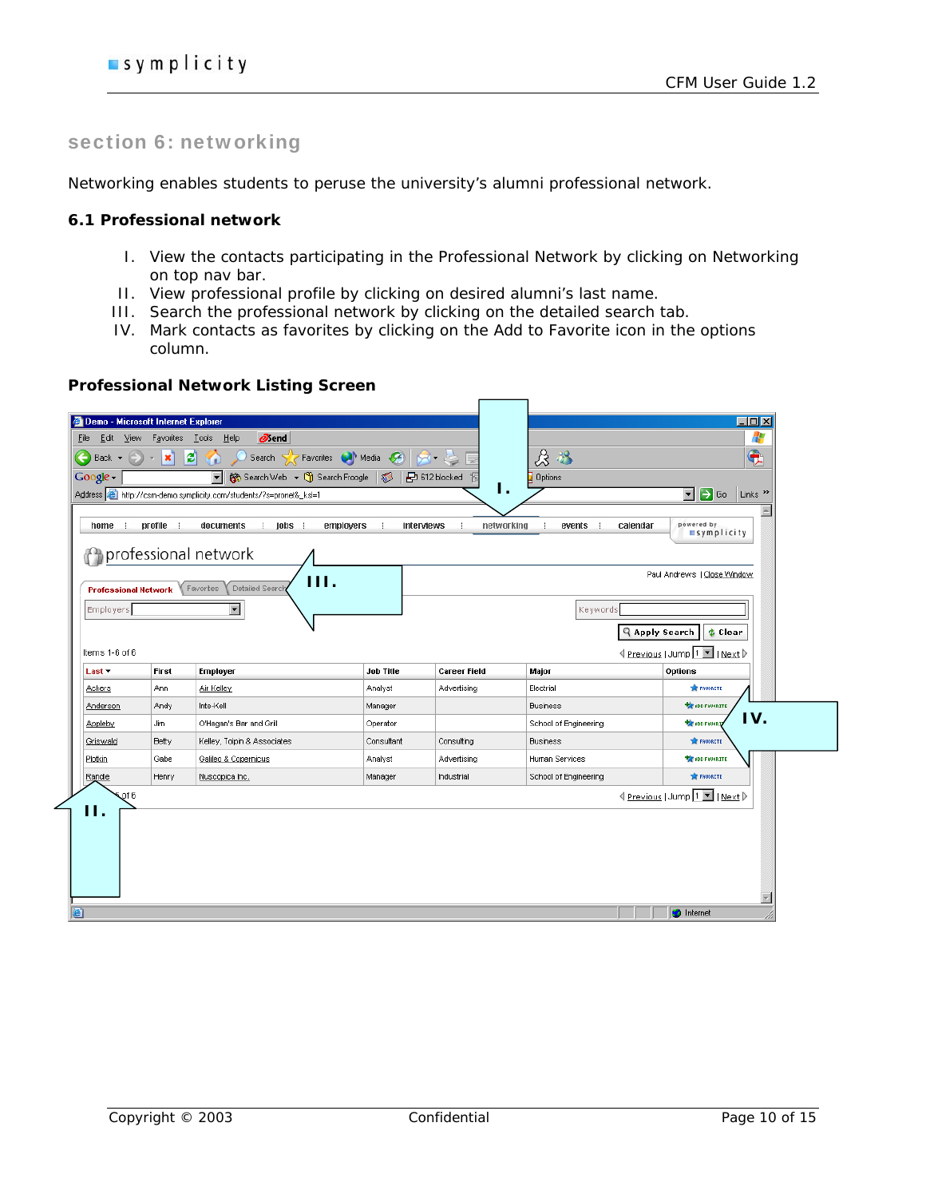## section 6: networking

Networking enables students to peruse the university's alumni professional network.

### 6.1 Professional network

I. View the contacts participating in the Professional Network by clicking on Networking on top nav bar.
II. View professional profile by clicking on desired alumni's last name.
III. Search the professional network by clicking on the detailed search tab.
IV. Mark contacts as favorites by clicking on the Add to Favorite icon in the options column.

**Professional Network Listing Screen**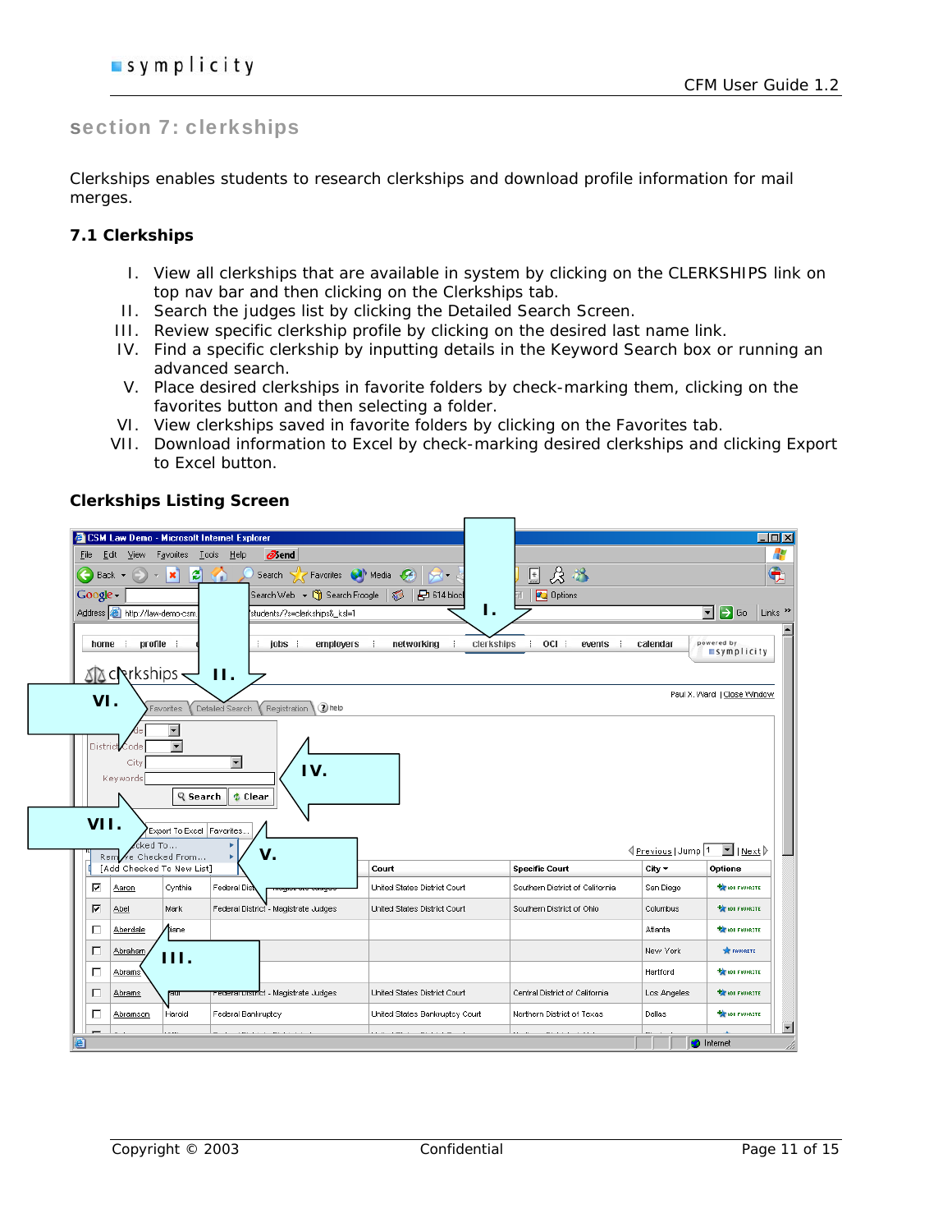## section 7: clerkships

Clerkships enables students to research clerkships and download profile information for mail merges.

### 7.1 Clerkships

I. View all clerkships that are available in system by clicking on the CLERKSHIPS link on top nav bar and then clicking on the Clerkships tab.
II. Search the judges list by clicking the Detailed Search Screen.
III. Review specific clerkship profile by clicking on the desired last name link.
IV. Find a specific clerkship by inputting details in the Keyword Search box or running an advanced search.
V. Place desired clerkships in favorite folders by check-marking them, clicking on the favorites button and then selecting a folder.
VI. View clerkships saved in favorite folders by clicking on the Favorites tab.
VII. Download information to Excel by check-marking desired clerkships and clicking Export to Excel button.

**Clerkships Listing Screen**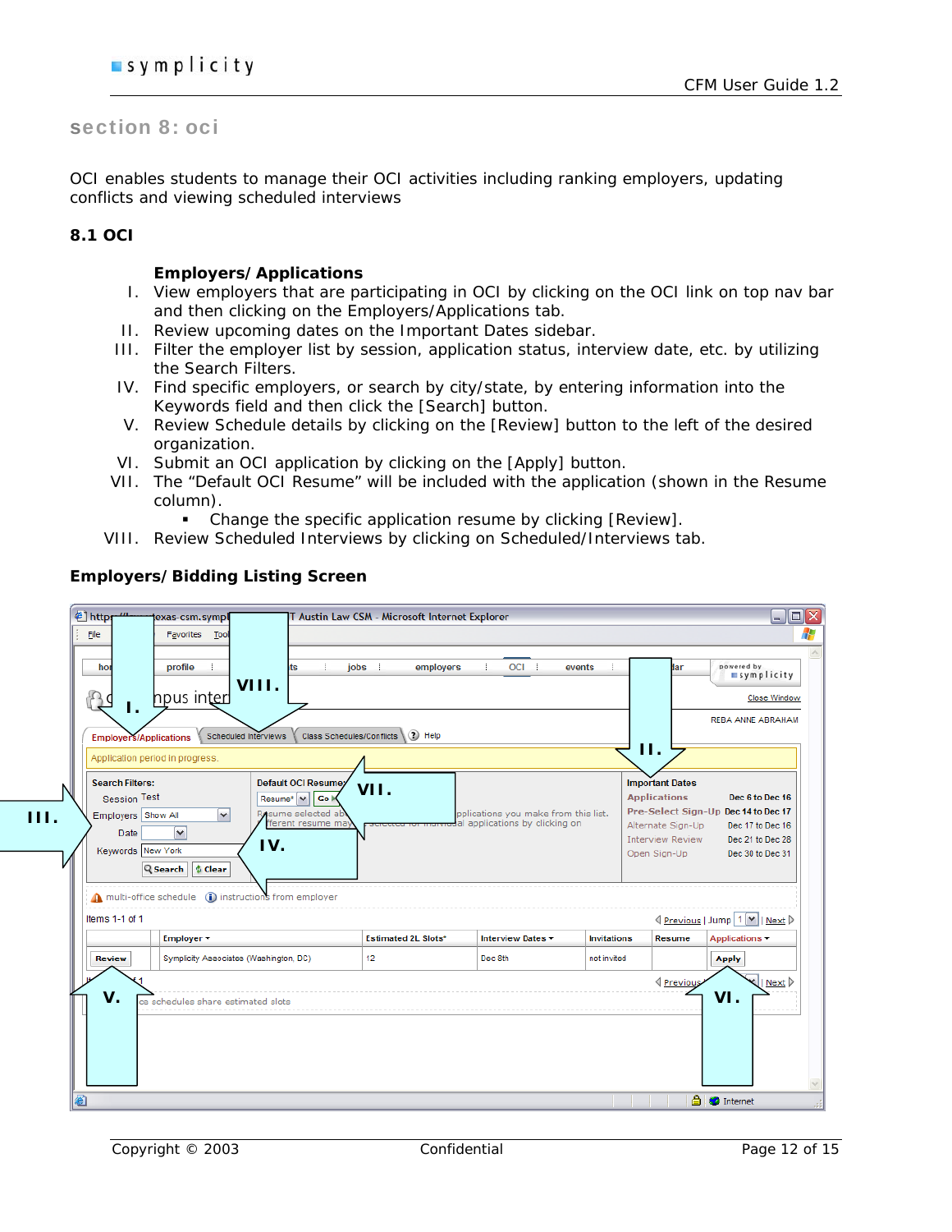## section 8: oci

OCI enables students to manage their OCI activities including ranking employers, updating conflicts and viewing scheduled interviews

### 8.1 OCI

**Employers/Applications**

I. View employers that are participating in OCI by clicking on the OCI link on top nav bar and then clicking on the Employers/Applications tab.
II. Review upcoming dates on the Important Dates sidebar.
III. Filter the employer list by session, application status, interview date, etc. by utilizing the Search Filters.
IV. Find specific employers, or search by city/state, by entering information into the Keywords field and then click the [Search] button.
V. Review Schedule details by clicking on the [Review] button to the left of the desired organization.
VI. Submit an OCI application by clicking on the [Apply] button.
VII. The "Default OCI Resume" will be included with the application (shown in the Resume column).
   - Change the specific application resume by clicking [Review].
VIII. Review Scheduled Interviews by clicking on Scheduled/Interviews tab.

**Employers/Bidding Listing Screen**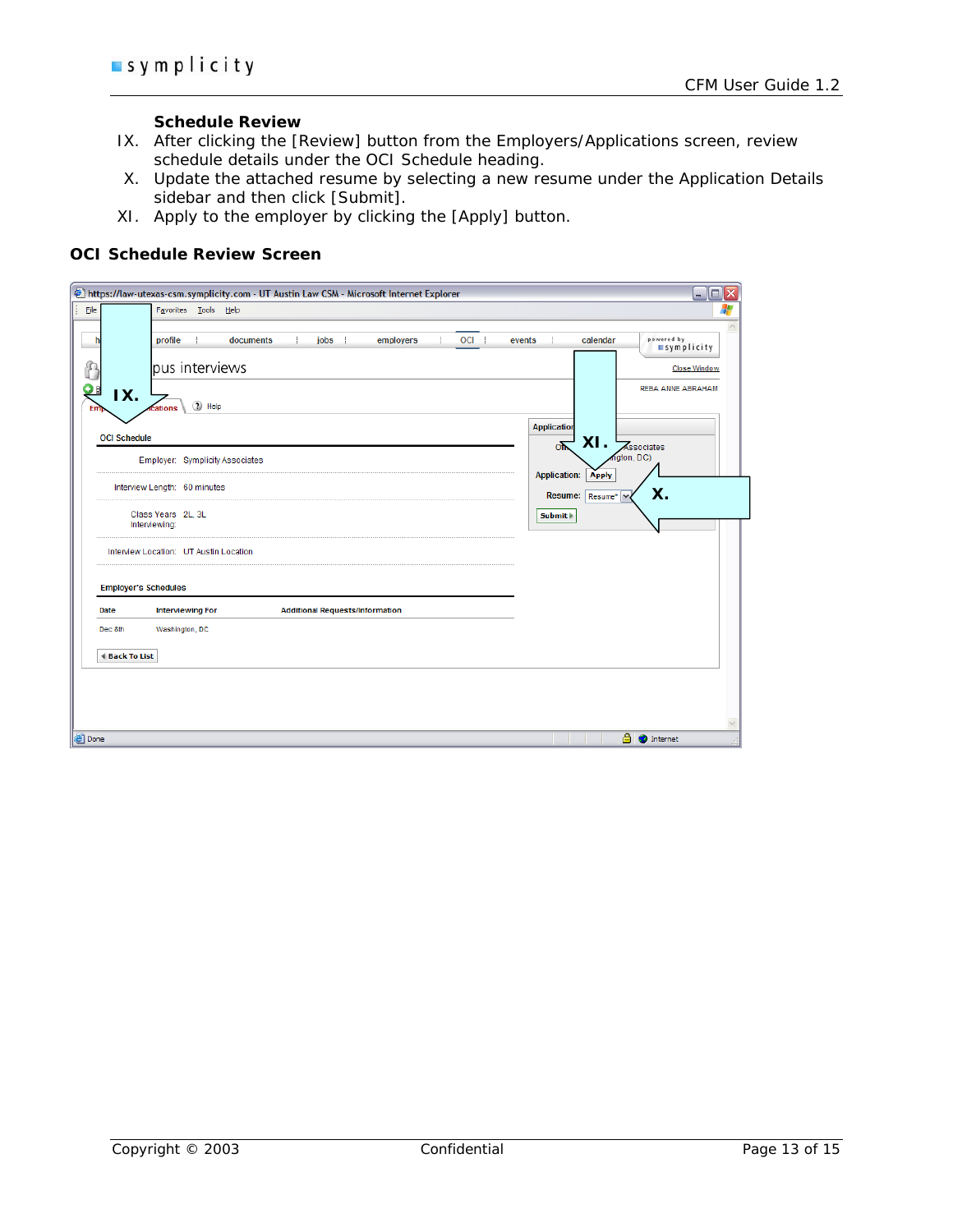**Schedule Review**

IX. After clicking the [Review] button from the Employers/Applications screen, review schedule details under the OCI Schedule heading.

X. Update the attached resume by selecting a new resume under the Application Details sidebar and then click [Submit].

XI. Apply to the employer by clicking the [Apply] button.

## OCI Schedule Review Screen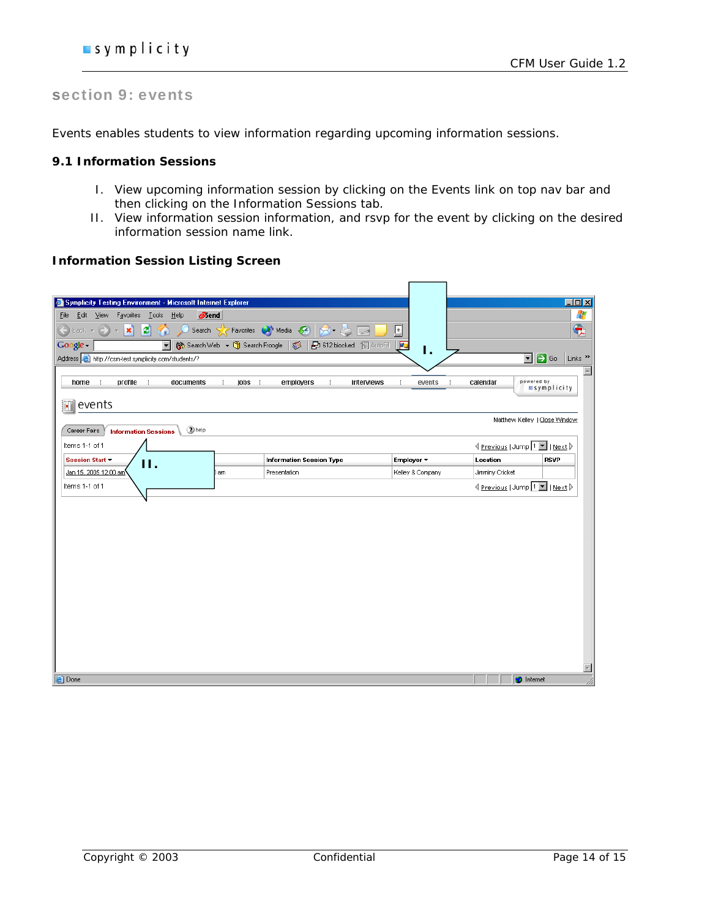# section 9: events

Events enables students to view information regarding upcoming information sessions.

## 9.1 Information Sessions

I. View upcoming information session by clicking on the Events link on top nav bar and then clicking on the Information Sessions tab.

II. View information session information, and rsvp for the event by clicking on the desired information session name link.

### Information Session Listing Screen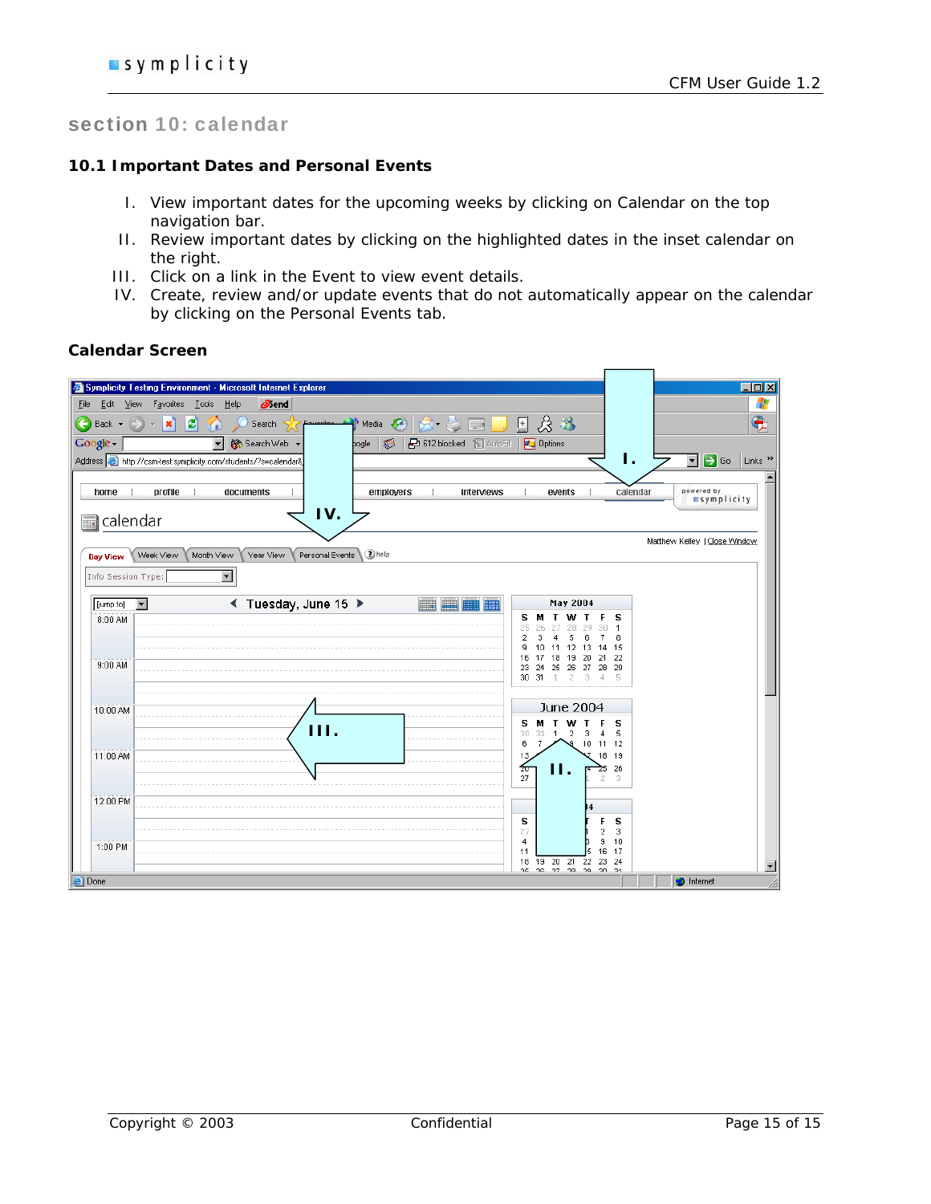## section 10: calendar

### 10.1 Important Dates and Personal Events

I. View important dates for the upcoming weeks by clicking on Calendar on the top navigation bar.
II. Review important dates by clicking on the highlighted dates in the inset calendar on the right.
III. Click on a link in the Event to view event details.
IV. Create, review and/or update events that do not automatically appear on the calendar by clicking on the Personal Events tab.

**Calendar Screen**